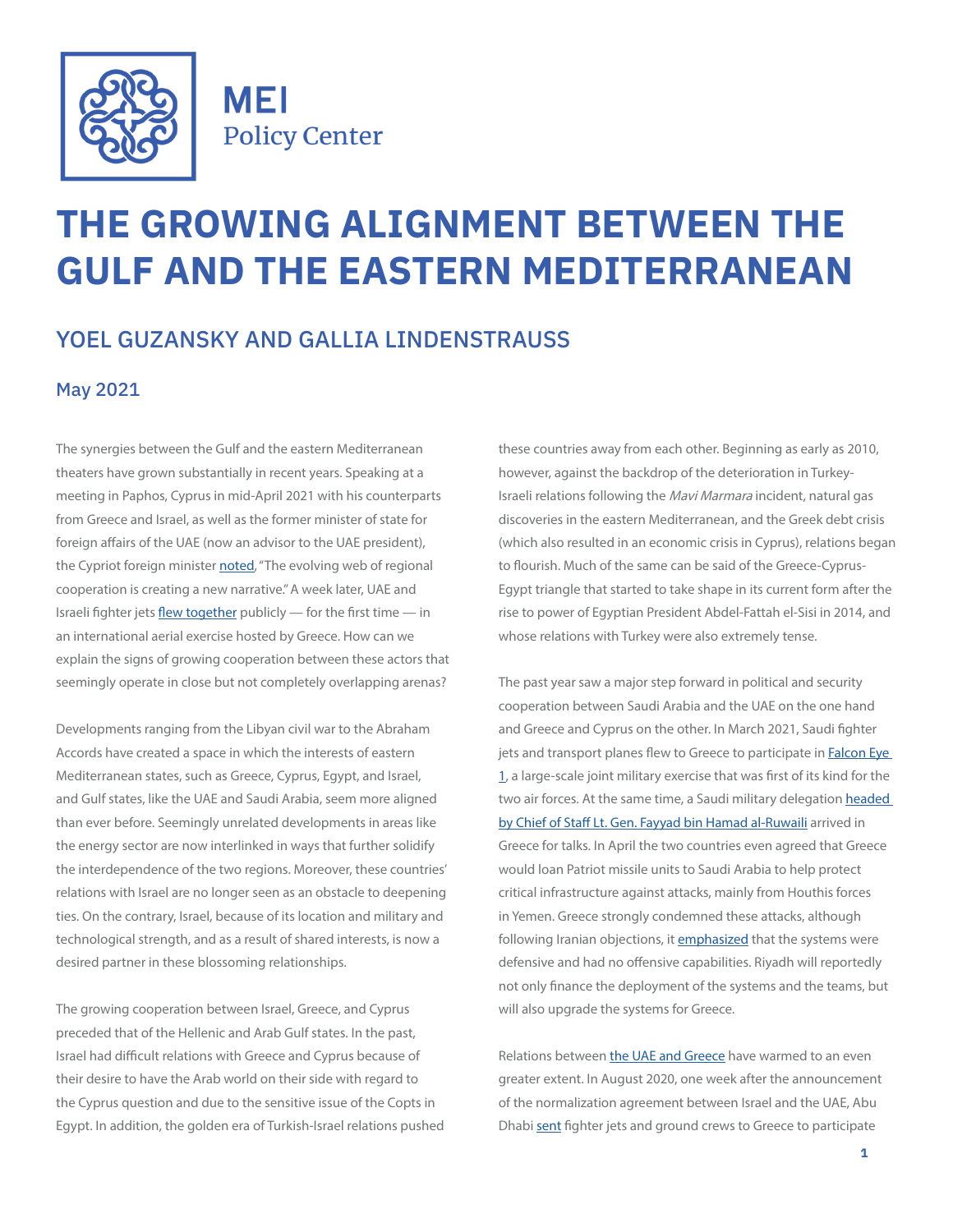MEI Policy Center

# THE GROWING ALIGNMENT BETWEEN THE GULF AND THE EASTERN MEDITERRANEAN

## YOEL GUZANSKY AND GALLIA LINDENSTRAUSS

### May 2021

The synergies between the Gulf and the eastern Mediterranean theaters have grown substantially in recent years. Speaking at a meeting in Paphos, Cyprus in mid-April 2021 with his counterparts from Greece and Israel, as well as the former minister of state for foreign affairs of the UAE (now an advisor to the UAE president), the Cypriot foreign minister noted, "The evolving web of regional cooperation is creating a new narrative." A week later, UAE and Israeli fighter jets flew together publicly — for the first time — in an international aerial exercise hosted by Greece. How can we explain the signs of growing cooperation between these actors that seemingly operate in close but not completely overlapping arenas?

Developments ranging from the Libyan civil war to the Abraham Accords have created a space in which the interests of eastern Mediterranean states, such as Greece, Cyprus, Egypt, and Israel, and Gulf states, like the UAE and Saudi Arabia, seem more aligned than ever before. Seemingly unrelated developments in areas like the energy sector are now interlinked in ways that further solidify the interdependence of the two regions. Moreover, these countries' relations with Israel are no longer seen as an obstacle to deepening ties. On the contrary, Israel, because of its location and military and technological strength, and as a result of shared interests, is now a desired partner in these blossoming relationships.

The growing cooperation between Israel, Greece, and Cyprus preceded that of the Hellenic and Arab Gulf states. In the past, Israel had difficult relations with Greece and Cyprus because of their desire to have the Arab world on their side with regard to the Cyprus question and due to the sensitive issue of the Copts in Egypt. In addition, the golden era of Turkish-Israel relations pushed these countries away from each other. Beginning as early as 2010, however, against the backdrop of the deterioration in Turkey-Israeli relations following the *Mavi Marmara* incident, natural gas discoveries in the eastern Mediterranean, and the Greek debt crisis (which also resulted in an economic crisis in Cyprus), relations began to flourish. Much of the same can be said of the Greece-Cyprus-Egypt triangle that started to take shape in its current form after the rise to power of Egyptian President Abdel-Fattah el-Sisi in 2014, and whose relations with Turkey were also extremely tense.

The past year saw a major step forward in political and security cooperation between Saudi Arabia and the UAE on the one hand and Greece and Cyprus on the other. In March 2021, Saudi fighter jets and transport planes flew to Greece to participate in Falcon Eye 1, a large-scale joint military exercise that was first of its kind for the two air forces. At the same time, a Saudi military delegation headed by Chief of Staff Lt. Gen. Fayyad bin Hamad al-Ruwaili arrived in Greece for talks. In April the two countries even agreed that Greece would loan Patriot missile units to Saudi Arabia to help protect critical infrastructure against attacks, mainly from Houthis forces in Yemen. Greece strongly condemned these attacks, although following Iranian objections, it emphasized that the systems were defensive and had no offensive capabilities. Riyadh will reportedly not only finance the deployment of the systems and the teams, but will also upgrade the systems for Greece.

Relations between the UAE and Greece have warmed to an even greater extent. In August 2020, one week after the announcement of the normalization agreement between Israel and the UAE, Abu Dhabi sent fighter jets and ground crews to Greece to participate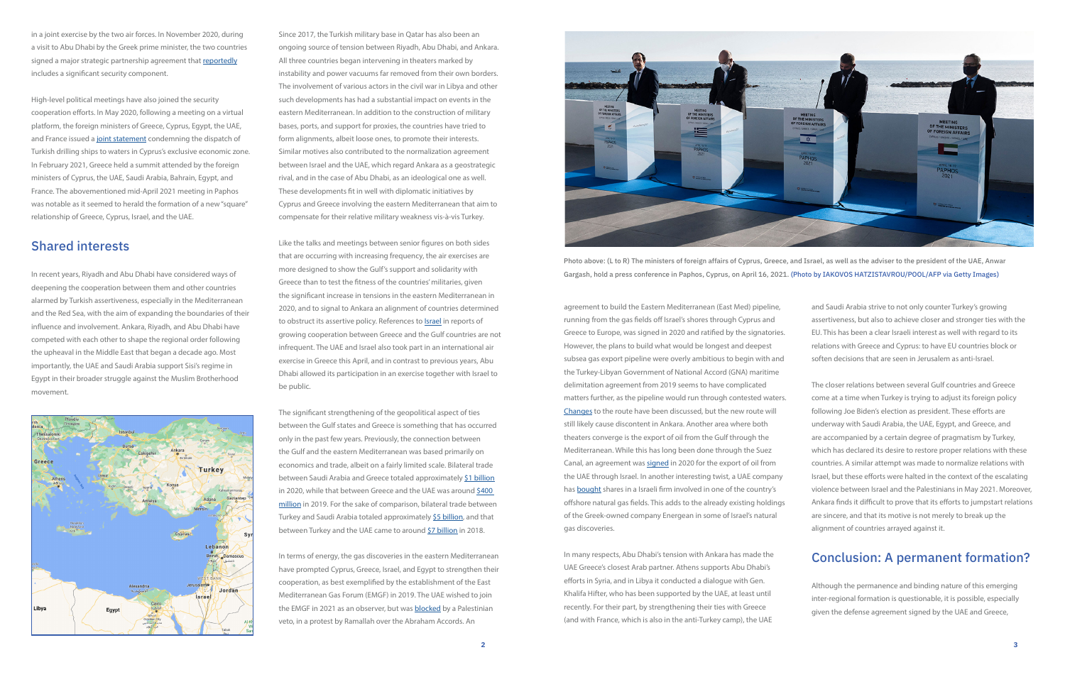in a joint exercise by the two air forces. In November 2020, during a visit to Abu Dhabi by the Greek prime minister, the two countries signed a major strategic partnership agreement that reportedly includes a significant security component.

High-level political meetings have also joined the security cooperation efforts. In May 2020, following a meeting on a virtual platform, the foreign ministers of Greece, Cyprus, Egypt, the UAE, and France issued a joint statement condemning the dispatch of Turkish drilling ships to waters in Cyprus's exclusive economic zone. In February 2021, Greece held a summit attended by the foreign ministers of Cyprus, the UAE, Saudi Arabia, Bahrain, Egypt, and France. The abovementioned mid-April 2021 meeting in Paphos was notable as it seemed to herald the formation of a new "square" relationship of Greece, Cyprus, Israel, and the UAE.

## Shared interests

In recent years, Riyadh and Abu Dhabi have considered ways of deepening the cooperation between them and other countries alarmed by Turkish assertiveness, especially in the Mediterranean and the Red Sea, with the aim of expanding the boundaries of their influence and involvement. Ankara, Riyadh, and Abu Dhabi have competed with each other to shape the regional order following the upheaval in the Middle East that began a decade ago. Most importantly, the UAE and Saudi Arabia support Sisi's regime in Egypt in their broader struggle against the Muslim Brotherhood movement.

Since 2017, the Turkish military base in Qatar has also been an ongoing source of tension between Riyadh, Abu Dhabi, and Ankara. All three countries began intervening in theaters marked by instability and power vacuums far removed from their own borders. The involvement of various actors in the civil war in Libya and other such developments has had a substantial impact on events in the eastern Mediterranean. In addition to the construction of military bases, ports, and support for proxies, the countries have tried to form alignments, albeit loose ones, to promote their interests. Similar motives also contributed to the normalization agreement between Israel and the UAE, which regard Ankara as a geostrategic rival, and in the case of Abu Dhabi, as an ideological one as well. These developments fit in well with diplomatic initiatives by Cyprus and Greece involving the eastern Mediterranean that aim to compensate for their relative military weakness vis-à-vis Turkey.

Like the talks and meetings between senior figures on both sides that are occurring with increasing frequency, the air exercises are more designed to show the Gulf's support and solidarity with Greece than to test the fitness of the countries' militaries, given the significant increase in tensions in the eastern Mediterranean in 2020, and to signal to Ankara an alignment of countries determined to obstruct its assertive policy. References to Israel in reports of growing cooperation between Greece and the Gulf countries are not infrequent. The UAE and Israel also took part in an international air exercise in Greece this April, and in contrast to previous years, Abu Dhabi allowed its participation in an exercise together with Israel to be public.

The significant strengthening of the geopolitical aspect of ties between the Gulf states and Greece is something that has occurred only in the past few years. Previously, the connection between the Gulf and the eastern Mediterranean was based primarily on economics and trade, albeit on a fairly limited scale. Bilateral trade between Saudi Arabia and Greece totaled approximately $1 billion in 2020, while that between Greece and the UAE was around $400 million in 2019. For the sake of comparison, bilateral trade between Turkey and Saudi Arabia totaled approximately $5 billion, and that between Turkey and the UAE came to around $7 billion in 2018.

In terms of energy, the gas discoveries in the eastern Mediterranean have prompted Cyprus, Greece, Israel, and Egypt to strengthen their cooperation, as best exemplified by the establishment of the East Mediterranean Gas Forum (EMGF) in 2019. The UAE wished to join the EMGF in 2021 as an observer, but was blocked by a Palestinian veto, in a protest by Ramallah over the Abraham Accords. An agreement to build the Eastern Mediterranean (East Med) pipeline, running from the gas fields off Israel's shores through Cyprus and Greece to Europe, was signed in 2020 and ratified by the signatories. However, the plans to build what would be longest and deepest subsea gas export pipeline were overly ambitious to begin with and the Turkey-Libyan Government of National Accord (GNA) maritime delimitation agreement from 2019 seems to have complicated matters further, as the pipeline would run through contested waters. Changes to the route have been discussed, but the new route will still likely cause discontent in Ankara. Another area where both theaters converge is the export of oil from the Gulf through the Mediterranean. While this has long been done through the Suez Canal, an agreement was signed in 2020 for the export of oil from the UAE through Israel. In another interesting twist, a UAE company has bought shares in a Israeli firm involved in one of the country's offshore natural gas fields. This adds to the already existing holdings of the Greek-owned company Energean in some of Israel's natural gas discoveries.

Photo above: (L to R) The ministers of foreign affairs of Cyprus, Greece, and Israel, as well as the adviser to the president of the UAE, Anwar Gargash, hold a press conference in Paphos, Cyprus, on April 16, 2021. (Photo by IAKOVOS HATZISTAVROU/POOL/AFP via Getty Images)

In many respects, Abu Dhabi's tension with Ankara has made the UAE Greece's closest Arab partner. Athens supports Abu Dhabi's efforts in Syria, and in Libya it conducted a dialogue with Gen. Khalifa Hifter, who has been supported by the UAE, at least until recently. For their part, by strengthening their ties with Greece (and with France, which is also in the anti-Turkey camp), the UAE and Saudi Arabia strive to not only counter Turkey's growing assertiveness, but also to achieve closer and stronger ties with the EU. This has been a clear Israeli interest as well with regard to its relations with Greece and Cyprus: to have EU countries block or soften decisions that are seen in Jerusalem as anti-Israel.

The closer relations between several Gulf countries and Greece come at a time when Turkey is trying to adjust its foreign policy following Joe Biden's election as president. These efforts are underway with Saudi Arabia, the UAE, Egypt, and Greece, and are accompanied by a certain degree of pragmatism by Turkey, which has declared its desire to restore proper relations with these countries. A similar attempt was made to normalize relations with Israel, but these efforts were halted in the context of the escalating violence between Israel and the Palestinians in May 2021. Moreover, Ankara finds it difficult to prove that its efforts to jumpstart relations are sincere, and that its motive is not merely to break up the alignment of countries arrayed against it.

## Conclusion: A permanent formation?

Although the permanence and binding nature of this emerging inter-regional formation is questionable, it is possible, especially given the defense agreement signed by the UAE and Greece,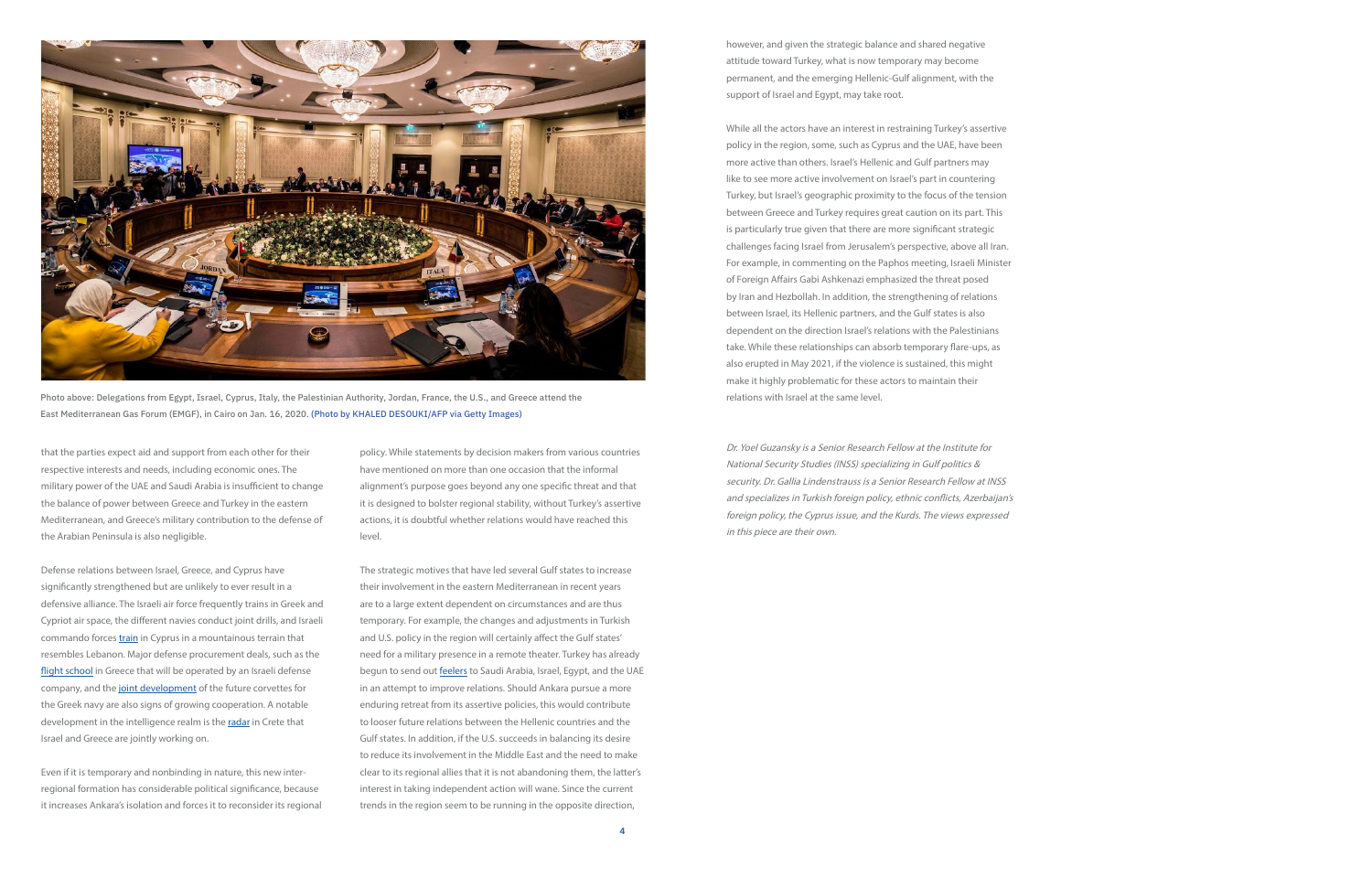Photo above: Delegations from Egypt, Israel, Cyprus, Italy, the Palestinian Authority, Jordan, France, the U.S., and Greece attend the East Mediterranean Gas Forum (EMGF), in Cairo on Jan. 16, 2020. (Photo by KHALED DESOUKI/AFP via Getty Images)

that the parties expect aid and support from each other for their respective interests and needs, including economic ones. The military power of the UAE and Saudi Arabia is insufficient to change the balance of power between Greece and Turkey in the eastern Mediterranean, and Greece's military contribution to the defense of the Arabian Peninsula is also negligible.

Defense relations between Israel, Greece, and Cyprus have significantly strengthened but are unlikely to ever result in a defensive alliance. The Israeli air force frequently trains in Greek and Cypriot air space, the different navies conduct joint drills, and Israeli commando forces train in Cyprus in a mountainous terrain that resembles Lebanon. Major defense procurement deals, such as the flight school in Greece that will be operated by an Israeli defense company, and the joint development of the future corvettes for the Greek navy are also signs of growing cooperation. A notable development in the intelligence realm is the radar in Crete that Israel and Greece are jointly working on.

Even if it is temporary and nonbinding in nature, this new inter-regional formation has considerable political significance, because it increases Ankara's isolation and forces it to reconsider its regional policy. While statements by decision makers from various countries have mentioned on more than one occasion that the informal alignment's purpose goes beyond any one specific threat and that it is designed to bolster regional stability, without Turkey's assertive actions, it is doubtful whether relations would have reached this level.

The strategic motives that have led several Gulf states to increase their involvement in the eastern Mediterranean in recent years are to a large extent dependent on circumstances and are thus temporary. For example, the changes and adjustments in Turkish and U.S. policy in the region will certainly affect the Gulf states' need for a military presence in a remote theater. Turkey has already begun to send out feelers to Saudi Arabia, Israel, Egypt, and the UAE in an attempt to improve relations. Should Ankara pursue a more enduring retreat from its assertive policies, this would contribute to looser future relations between the Hellenic countries and the Gulf states. In addition, if the U.S. succeeds in balancing its desire to reduce its involvement in the Middle East and the need to make clear to its regional allies that it is not abandoning them, the latter's interest in taking independent action will wane. Since the current trends in the region seem to be running in the opposite direction, however, and given the strategic balance and shared negative attitude toward Turkey, what is now temporary may become permanent, and the emerging Hellenic-Gulf alignment, with the support of Israel and Egypt, may take root.

While all the actors have an interest in restraining Turkey's assertive policy in the region, some, such as Cyprus and the UAE, have been more active than others. Israel's Hellenic and Gulf partners may like to see more active involvement on Israel's part in countering Turkey, but Israel's geographic proximity to the focus of the tension between Greece and Turkey requires great caution on its part. This is particularly true given that there are more significant strategic challenges facing Israel from Jerusalem's perspective, above all Iran. For example, in commenting on the Paphos meeting, Israeli Minister of Foreign Affairs Gabi Ashkenazi emphasized the threat posed by Iran and Hezbollah. In addition, the strengthening of relations between Israel, its Hellenic partners, and the Gulf states is also dependent on the direction Israel's relations with the Palestinians take. While these relationships can absorb temporary flare-ups, as also erupted in May 2021, if the violence is sustained, this might make it highly problematic for these actors to maintain their relations with Israel at the same level.

*Dr. Yoel Guzansky is a Senior Research Fellow at the Institute for National Security Studies (INSS) specializing in Gulf politics & security. Dr. Gallia Lindenstrauss is a Senior Research Fellow at INSS and specializes in Turkish foreign policy, ethnic conflicts, Azerbaijan's foreign policy, the Cyprus issue, and the Kurds. The views expressed in this piece are their own.*